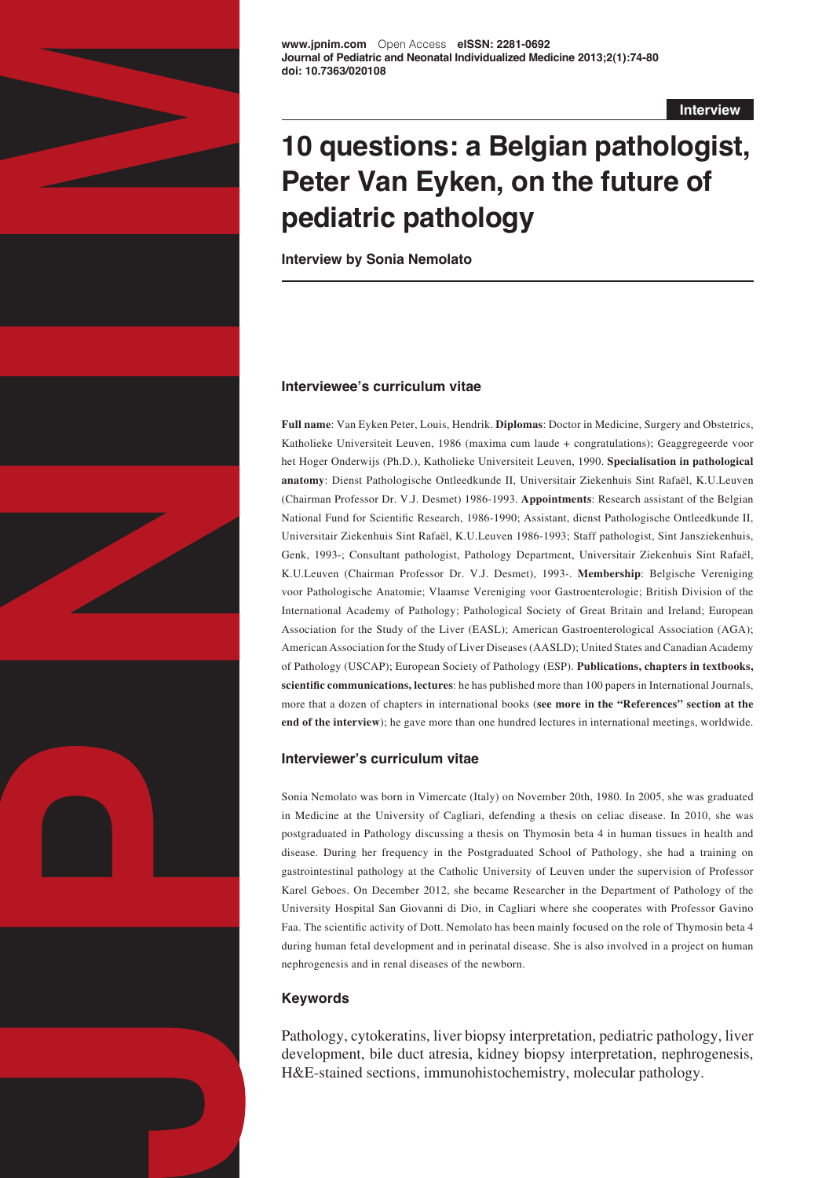www.jpnim.com Open Access eISSN: 2281-0692
Journal of Pediatric and Neonatal Individualized Medicine 2013;2(1):74-80
doi: 10.7363/020108

**Interview**

# 10 questions: a Belgian pathologist, Peter Van Eyken, on the future of pediatric pathology

**Interview by Sonia Nemolato**

## Interviewee's curriculum vitae

**Full name**: Van Eyken Peter, Louis, Hendrik. **Diplomas**: Doctor in Medicine, Surgery and Obstetrics, Katholieke Universiteit Leuven, 1986 (maxima cum laude + congratulations); Geaggregeerde voor het Hoger Onderwijs (Ph.D.), Katholieke Universiteit Leuven, 1990. **Specialisation in pathological anatomy**: Dienst Pathologische Ontleedkunde II, Universitair Ziekenhuis Sint Rafaël, K.U.Leuven (Chairman Professor Dr. V.J. Desmet) 1986-1993. **Appointments**: Research assistant of the Belgian National Fund for Scientific Research, 1986-1990; Assistant, dienst Pathologische Ontleedkunde II, Universitair Ziekenhuis Sint Rafaël, K.U.Leuven 1986-1993; Staff pathologist, Sint Jansziekenhuis, Genk, 1993-; Consultant pathologist, Pathology Department, Universitair Ziekenhuis Sint Rafaël, K.U.Leuven (Chairman Professor Dr. V.J. Desmet), 1993-. **Membership**: Belgische Vereniging voor Pathologische Anatomie; Vlaamse Vereniging voor Gastroenterologie; British Division of the International Academy of Pathology; Pathological Society of Great Britain and Ireland; European Association for the Study of the Liver (EASL); American Gastroenterological Association (AGA); American Association for the Study of Liver Diseases (AASLD); United States and Canadian Academy of Pathology (USCAP); European Society of Pathology (ESP). **Publications, chapters in textbooks, scientific communications, lectures**: he has published more than 100 papers in International Journals, more that a dozen of chapters in international books (**see more in the "References" section at the end of the interview**); he gave more than one hundred lectures in international meetings, worldwide.

## Interviewer's curriculum vitae

Sonia Nemolato was born in Vimercate (Italy) on November 20th, 1980. In 2005, she was graduated in Medicine at the University of Cagliari, defending a thesis on celiac disease. In 2010, she was postgraduated in Pathology discussing a thesis on Thymosin beta 4 in human tissues in health and disease. During her frequency in the Postgraduated School of Pathology, she had a training on gastrointestinal pathology at the Catholic University of Leuven under the supervision of Professor Karel Geboes. On December 2012, she became Researcher in the Department of Pathology of the University Hospital San Giovanni di Dio, in Cagliari where she cooperates with Professor Gavino Faa. The scientific activity of Dott. Nemolato has been mainly focused on the role of Thymosin beta 4 during human fetal development and in perinatal disease. She is also involved in a project on human nephrogenesis and in renal diseases of the newborn.

## Keywords

Pathology, cytokeratins, liver biopsy interpretation, pediatric pathology, liver development, bile duct atresia, kidney biopsy interpretation, nephrogenesis, H&E-stained sections, immunohistochemistry, molecular pathology.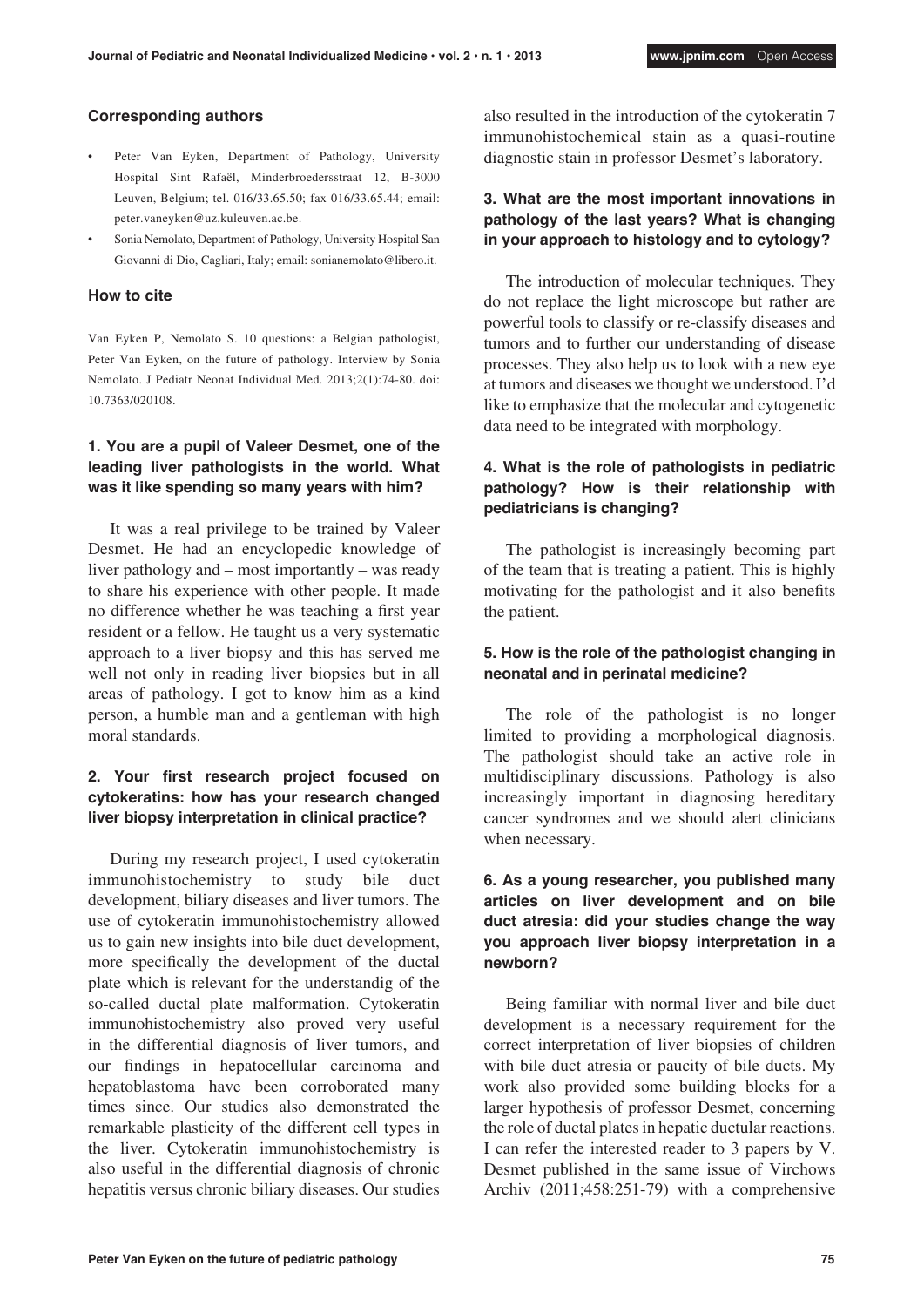#### Corresponding authors

- Peter Van Eyken, Department of Pathology, University Hospital Sint Rafaël, Minderbroedersstraat 12, B-3000 Leuven, Belgium; tel. 016/33.65.50; fax 016/33.65.44; email: peter.vaneyken@uz.kuleuven.ac.be.
- Sonia Nemolato, Department of Pathology, University Hospital San Giovanni di Dio, Cagliari, Italy; email: sonianemolato@libero.it.

#### How to cite

Van Eyken P, Nemolato S. 10 questions: a Belgian pathologist, Peter Van Eyken, on the future of pathology. Interview by Sonia Nemolato. J Pediatr Neonat Individual Med. 2013;2(1):74-80. doi: 10.7363/020108.

### 1. You are a pupil of Valeer Desmet, one of the leading liver pathologists in the world. What was it like spending so many years with him?

It was a real privilege to be trained by Valeer Desmet. He had an encyclopedic knowledge of liver pathology and – most importantly – was ready to share his experience with other people. It made no difference whether he was teaching a first year resident or a fellow. He taught us a very systematic approach to a liver biopsy and this has served me well not only in reading liver biopsies but in all areas of pathology. I got to know him as a kind person, a humble man and a gentleman with high moral standards.

### 2. Your first research project focused on cytokeratins: how has your research changed liver biopsy interpretation in clinical practice?

During my research project, I used cytokeratin immunohistochemistry to study bile duct development, biliary diseases and liver tumors. The use of cytokeratin immunohistochemistry allowed us to gain new insights into bile duct development, more specifically the development of the ductal plate which is relevant for the understandig of the so-called ductal plate malformation. Cytokeratin immunohistochemistry also proved very useful in the differential diagnosis of liver tumors, and our findings in hepatocellular carcinoma and hepatoblastoma have been corroborated many times since. Our studies also demonstrated the remarkable plasticity of the different cell types in the liver. Cytokeratin immunohistochemistry is also useful in the differential diagnosis of chronic hepatitis versus chronic biliary diseases. Our studies also resulted in the introduction of the cytokeratin 7 immunohistochemical stain as a quasi-routine diagnostic stain in professor Desmet's laboratory.

### 3. What are the most important innovations in pathology of the last years? What is changing in your approach to histology and to cytology?

The introduction of molecular techniques. They do not replace the light microscope but rather are powerful tools to classify or re-classify diseases and tumors and to further our understanding of disease processes. They also help us to look with a new eye at tumors and diseases we thought we understood. I'd like to emphasize that the molecular and cytogenetic data need to be integrated with morphology.

### 4. What is the role of pathologists in pediatric pathology? How is their relationship with pediatricians is changing?

The pathologist is increasingly becoming part of the team that is treating a patient. This is highly motivating for the pathologist and it also benefits the patient.

### 5. How is the role of the pathologist changing in neonatal and in perinatal medicine?

The role of the pathologist is no longer limited to providing a morphological diagnosis. The pathologist should take an active role in multidisciplinary discussions. Pathology is also increasingly important in diagnosing hereditary cancer syndromes and we should alert clinicians when necessary.

### 6. As a young researcher, you published many articles on liver development and on bile duct atresia: did your studies change the way you approach liver biopsy interpretation in a newborn?

Being familiar with normal liver and bile duct development is a necessary requirement for the correct interpretation of liver biopsies of children with bile duct atresia or paucity of bile ducts. My work also provided some building blocks for a larger hypothesis of professor Desmet, concerning the role of ductal plates in hepatic ductular reactions. I can refer the interested reader to 3 papers by V. Desmet published in the same issue of Virchows Archiv (2011;458:251-79) with a comprehensive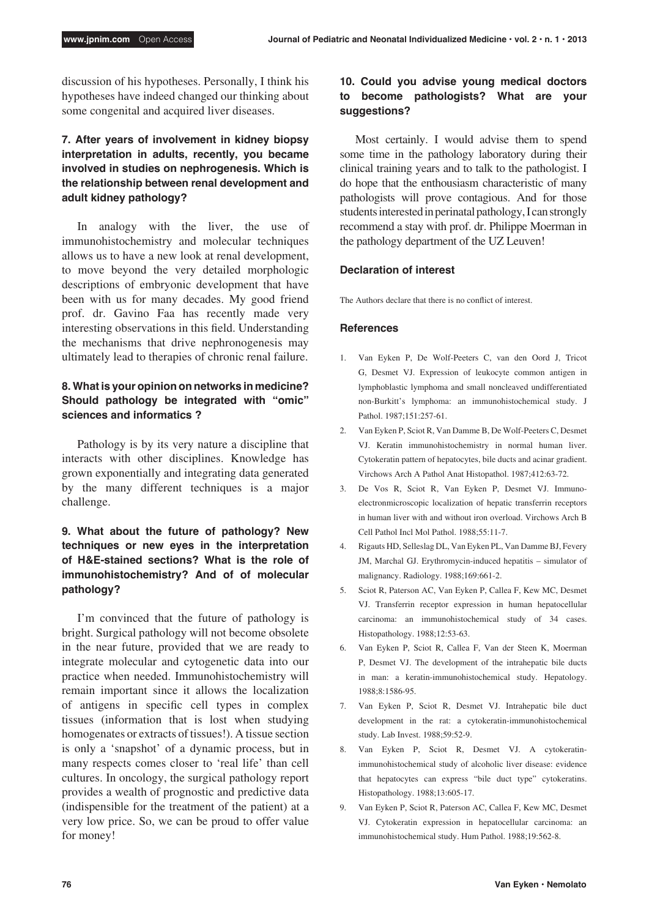discussion of his hypotheses. Personally, I think his hypotheses have indeed changed our thinking about some congenital and acquired liver diseases.

### 7. After years of involvement in kidney biopsy interpretation in adults, recently, you became involved in studies on nephrogenesis. Which is the relationship between renal development and adult kidney pathology?

In analogy with the liver, the use of immunohistochemistry and molecular techniques allows us to have a new look at renal development, to move beyond the very detailed morphologic descriptions of embryonic development that have been with us for many decades. My good friend prof. dr. Gavino Faa has recently made very interesting observations in this field. Understanding the mechanisms that drive nephronogenesis may ultimately lead to therapies of chronic renal failure.

### 8. What is your opinion on networks in medicine? Should pathology be integrated with "omic" sciences and informatics ?

Pathology is by its very nature a discipline that interacts with other disciplines. Knowledge has grown exponentially and integrating data generated by the many different techniques is a major challenge.

### 9. What about the future of pathology? New techniques or new eyes in the interpretation of H&E-stained sections? What is the role of immunohistochemistry? And of of molecular pathology?

I'm convinced that the future of pathology is bright. Surgical pathology will not become obsolete in the near future, provided that we are ready to integrate molecular and cytogenetic data into our practice when needed. Immunohistochemistry will remain important since it allows the localization of antigens in specific cell types in complex tissues (information that is lost when studying homogenates or extracts of tissues!). A tissue section is only a 'snapshot' of a dynamic process, but in many respects comes closer to 'real life' than cell cultures. In oncology, the surgical pathology report provides a wealth of prognostic and predictive data (indispensible for the treatment of the patient) at a very low price. So, we can be proud to offer value for money!

### 10. Could you advise young medical doctors to become pathologists? What are your suggestions?

Most certainly. I would advise them to spend some time in the pathology laboratory during their clinical training years and to talk to the pathologist. I do hope that the enthousiasm characteristic of many pathologists will prove contagious. And for those students interested in perinatal pathology, I can strongly recommend a stay with prof. dr. Philippe Moerman in the pathology department of the UZ Leuven!

### Declaration of interest

The Authors declare that there is no conflict of interest.

### References

1. Van Eyken P, De Wolf-Peeters C, van den Oord J, Tricot G, Desmet VJ. Expression of leukocyte common antigen in lymphoblastic lymphoma and small noncleaved undifferentiated non-Burkitt's lymphoma: an immunohistochemical study. J Pathol. 1987;151:257-61.
2. Van Eyken P, Sciot R, Van Damme B, De Wolf-Peeters C, Desmet VJ. Keratin immunohistochemistry in normal human liver. Cytokeratin pattern of hepatocytes, bile ducts and acinar gradient. Virchows Arch A Pathol Anat Histopathol. 1987;412:63-72.
3. De Vos R, Sciot R, Van Eyken P, Desmet VJ. Immunoelectronmicroscopic localization of hepatic transferrin receptors in human liver with and without iron overload. Virchows Arch B Cell Pathol Incl Mol Pathol. 1988;55:11-7.
4. Rigauts HD, Selleslag DL, Van Eyken PL, Van Damme BJ, Fevery JM, Marchal GJ. Erythromycin-induced hepatitis – simulator of malignancy. Radiology. 1988;169:661-2.
5. Sciot R, Paterson AC, Van Eyken P, Callea F, Kew MC, Desmet VJ. Transferrin receptor expression in human hepatocellular carcinoma: an immunohistochemical study of 34 cases. Histopathology. 1988;12:53-63.
6. Van Eyken P, Sciot R, Callea F, Van der Steen K, Moerman P, Desmet VJ. The development of the intrahepatic bile ducts in man: a keratin-immunohistochemical study. Hepatology. 1988;8:1586-95.
7. Van Eyken P, Sciot R, Desmet VJ. Intrahepatic bile duct development in the rat: a cytokeratin-immunohistochemical study. Lab Invest. 1988;59:52-9.
8. Van Eyken P, Sciot R, Desmet VJ. A cytokeratin-immunohistochemical study of alcoholic liver disease: evidence that hepatocytes can express "bile duct type" cytokeratins. Histopathology. 1988;13:605-17.
9. Van Eyken P, Sciot R, Paterson AC, Callea F, Kew MC, Desmet VJ. Cytokeratin expression in hepatocellular carcinoma: an immunohistochemical study. Hum Pathol. 1988;19:562-8.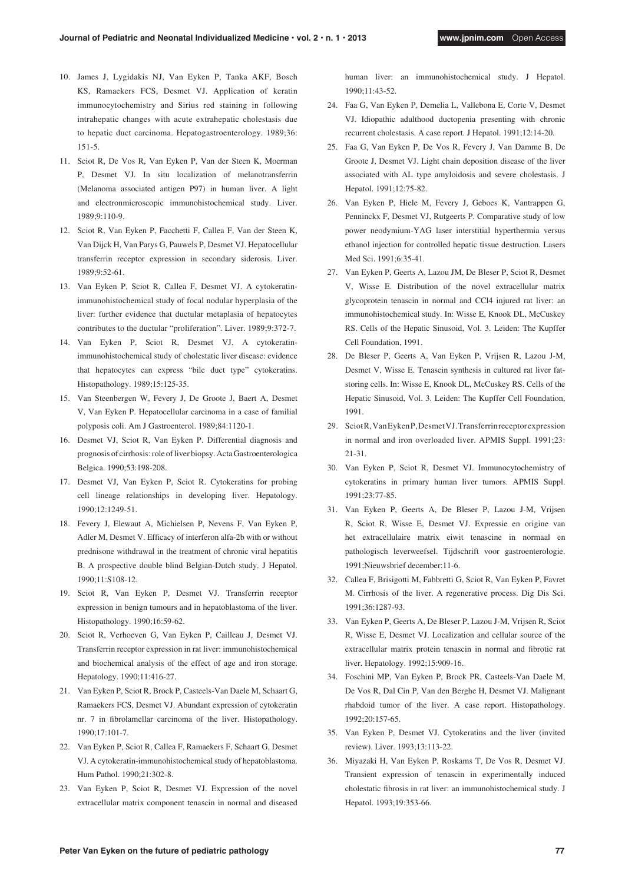10. James J, Lygidakis NJ, Van Eyken P, Tanka AKF, Bosch KS, Ramaekers FCS, Desmet VJ. Application of keratin immunocytochemistry and Sirius red staining in following intrahepatic changes with acute extrahepatic cholestasis due to hepatic duct carcinoma. Hepatogastroenterology. 1989;36: 151-5.
11. Sciot R, De Vos R, Van Eyken P, Van der Steen K, Moerman P, Desmet VJ. In situ localization of melanotransferrin (Melanoma associated antigen P97) in human liver. A light and electronmicroscopic immunohistochemical study. Liver. 1989;9:110-9.
12. Sciot R, Van Eyken P, Facchetti F, Callea F, Van der Steen K, Van Dijck H, Van Parys G, Pauwels P, Desmet VJ. Hepatocellular transferrin receptor expression in secondary siderosis. Liver. 1989;9:52-61.
13. Van Eyken P, Sciot R, Callea F, Desmet VJ. A cytokeratin-immunohistochemical study of focal nodular hyperplasia of the liver: further evidence that ductular metaplasia of hepatocytes contributes to the ductular "proliferation". Liver. 1989;9:372-7.
14. Van Eyken P, Sciot R, Desmet VJ. A cytokeratin-immunohistochemical study of cholestatic liver disease: evidence that hepatocytes can express "bile duct type" cytokeratins. Histopathology. 1989;15:125-35.
15. Van Steenbergen W, Fevery J, De Groote J, Baert A, Desmet V, Van Eyken P. Hepatocellular carcinoma in a case of familial polyposis coli. Am J Gastroenterol. 1989;84:1120-1.
16. Desmet VJ, Sciot R, Van Eyken P. Differential diagnosis and prognosis of cirrhosis: role of liver biopsy. Acta Gastroenterologica Belgica. 1990;53:198-208.
17. Desmet VJ, Van Eyken P, Sciot R. Cytokeratins for probing cell lineage relationships in developing liver. Hepatology. 1990;12:1249-51.
18. Fevery J, Elewaut A, Michielsen P, Nevens F, Van Eyken P, Adler M, Desmet V. Efficacy of interferon alfa-2b with or without prednisone withdrawal in the treatment of chronic viral hepatitis B. A prospective double blind Belgian-Dutch study. J Hepatol. 1990;11:S108-12.
19. Sciot R, Van Eyken P, Desmet VJ. Transferrin receptor expression in benign tumours and in hepatoblastoma of the liver. Histopathology. 1990;16:59-62.
20. Sciot R, Verhoeven G, Van Eyken P, Cailleau J, Desmet VJ. Transferrin receptor expression in rat liver: immunohistochemical and biochemical analysis of the effect of age and iron storage. Hepatology. 1990;11:416-27.
21. Van Eyken P, Sciot R, Brock P, Casteels-Van Daele M, Schaart G, Ramaekers FCS, Desmet VJ. Abundant expression of cytokeratin nr. 7 in fibrolamellar carcinoma of the liver. Histopathology. 1990;17:101-7.
22. Van Eyken P, Sciot R, Callea F, Ramaekers F, Schaart G, Desmet VJ. A cytokeratin-immunohistochemical study of hepatoblastoma. Hum Pathol. 1990;21:302-8.
23. Van Eyken P, Sciot R, Desmet VJ. Expression of the novel extracellular matrix component tenascin in normal and diseased human liver: an immunohistochemical study. J Hepatol. 1990;11:43-52.
24. Faa G, Van Eyken P, Demelia L, Vallebona E, Corte V, Desmet VJ. Idiopathic adulthood ductopenia presenting with chronic recurrent cholestasis. A case report. J Hepatol. 1991;12:14-20.
25. Faa G, Van Eyken P, De Vos R, Fevery J, Van Damme B, De Groote J, Desmet VJ. Light chain deposition disease of the liver associated with AL type amyloidosis and severe cholestasis. J Hepatol. 1991;12:75-82.
26. Van Eyken P, Hiele M, Fevery J, Geboes K, Vantrappen G, Penninckx F, Desmet VJ, Rutgeerts P. Comparative study of low power neodymium-YAG laser interstitial hyperthermia versus ethanol injection for controlled hepatic tissue destruction. Lasers Med Sci. 1991;6:35-41.
27. Van Eyken P, Geerts A, Lazou JM, De Bleser P, Sciot R, Desmet V, Wisse E. Distribution of the novel extracellular matrix glycoprotein tenascin in normal and CCl4 injured rat liver: an immunohistochemical study. In: Wisse E, Knook DL, McCuskey RS. Cells of the Hepatic Sinusoid, Vol. 3. Leiden: The Kupffer Cell Foundation, 1991.
28. De Bleser P, Geerts A, Van Eyken P, Vrijsen R, Lazou J-M, Desmet V, Wisse E. Tenascin synthesis in cultured rat liver fat-storing cells. In: Wisse E, Knook DL, McCuskey RS. Cells of the Hepatic Sinusoid, Vol. 3. Leiden: The Kupffer Cell Foundation, 1991.
29. Sciot R, Van Eyken P, Desmet VJ. Transferrin receptor expression in normal and iron overloaded liver. APMIS Suppl. 1991;23: 21-31.
30. Van Eyken P, Sciot R, Desmet VJ. Immunocytochemistry of cytokeratins in primary human liver tumors. APMIS Suppl. 1991;23:77-85.
31. Van Eyken P, Geerts A, De Bleser P, Lazou J-M, Vrijsen R, Sciot R, Wisse E, Desmet VJ. Expressie en origine van het extracellulaire matrix eiwit tenascine in normaal en pathologisch leverweefsel. Tijdschrift voor gastroenterologie. 1991;Nieuwsbrief december:11-6.
32. Callea F, Brisigotti M, Fabbretti G, Sciot R, Van Eyken P, Favret M. Cirrhosis of the liver. A regenerative process. Dig Dis Sci. 1991;36:1287-93.
33. Van Eyken P, Geerts A, De Bleser P, Lazou J-M, Vrijsen R, Sciot R, Wisse E, Desmet VJ. Localization and cellular source of the extracellular matrix protein tenascin in normal and fibrotic rat liver. Hepatology. 1992;15:909-16.
34. Foschini MP, Van Eyken P, Brock PR, Casteels-Van Daele M, De Vos R, Dal Cin P, Van den Berghe H, Desmet VJ. Malignant rhabdoid tumor of the liver. A case report. Histopathology. 1992;20:157-65.
35. Van Eyken P, Desmet VJ. Cytokeratins and the liver (invited review). Liver. 1993;13:113-22.
36. Miyazaki H, Van Eyken P, Roskams T, De Vos R, Desmet VJ. Transient expression of tenascin in experimentally induced cholestatic fibrosis in rat liver: an immunohistochemical study. J Hepatol. 1993;19:353-66.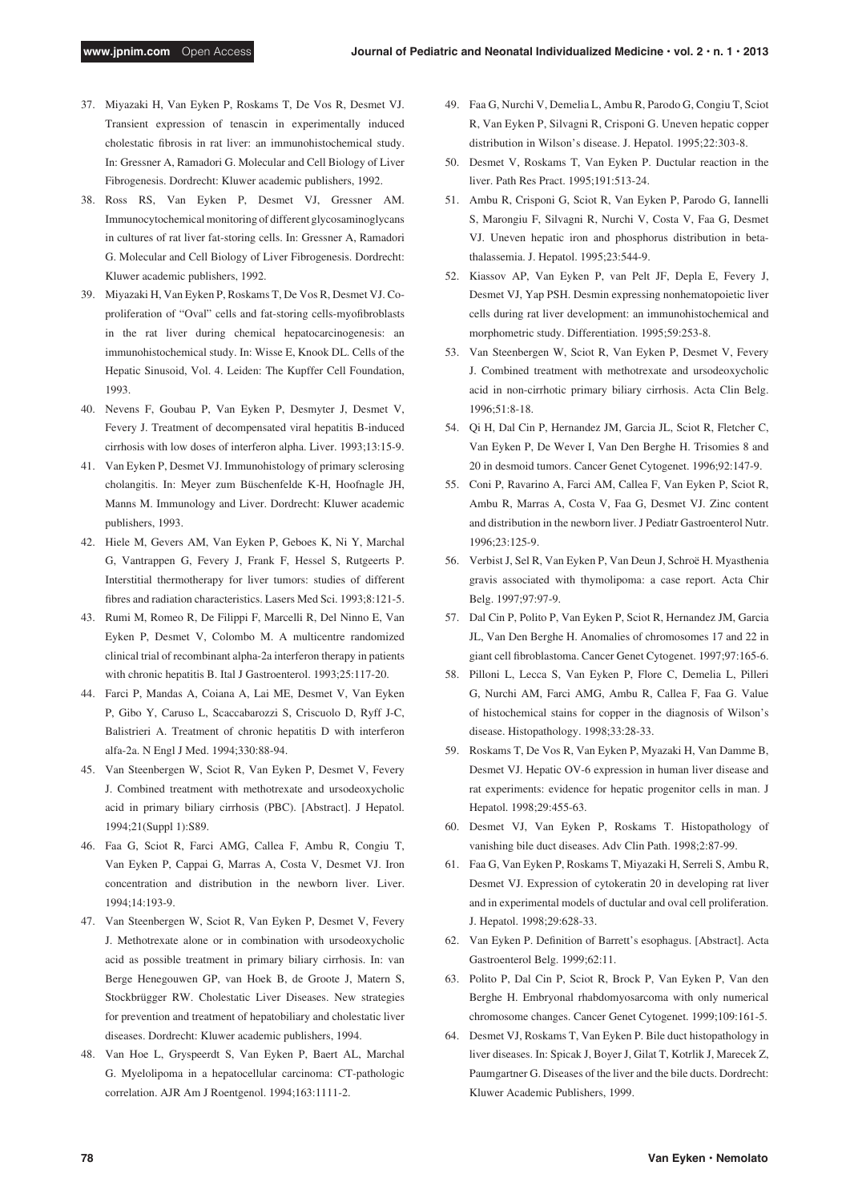37. Miyazaki H, Van Eyken P, Roskams T, De Vos R, Desmet VJ. Transient expression of tenascin in experimentally induced cholestatic fibrosis in rat liver: an immunohistochemical study. In: Gressner A, Ramadori G. Molecular and Cell Biology of Liver Fibrogenesis. Dordrecht: Kluwer academic publishers, 1992.
38. Ross RS, Van Eyken P, Desmet VJ, Gressner AM. Immunocytochemical monitoring of different glycosaminoglycans in cultures of rat liver fat-storing cells. In: Gressner A, Ramadori G. Molecular and Cell Biology of Liver Fibrogenesis. Dordrecht: Kluwer academic publishers, 1992.
39. Miyazaki H, Van Eyken P, Roskams T, De Vos R, Desmet VJ. Co-proliferation of "Oval" cells and fat-storing cells-myofibroblasts in the rat liver during chemical hepatocarcinogenesis: an immunohistochemical study. In: Wisse E, Knook DL. Cells of the Hepatic Sinusoid, Vol. 4. Leiden: The Kupffer Cell Foundation, 1993.
40. Nevens F, Goubau P, Van Eyken P, Desmyter J, Desmet V, Fevery J. Treatment of decompensated viral hepatitis B-induced cirrhosis with low doses of interferon alpha. Liver. 1993;13:15-9.
41. Van Eyken P, Desmet VJ. Immunohistology of primary sclerosing cholangitis. In: Meyer zum Büschenfelde K-H, Hoofnagle JH, Manns M. Immunology and Liver. Dordrecht: Kluwer academic publishers, 1993.
42. Hiele M, Gevers AM, Van Eyken P, Geboes K, Ni Y, Marchal G, Vantrappen G, Fevery J, Frank F, Hessel S, Rutgeerts P. Interstitial thermotherapy for liver tumors: studies of different fibres and radiation characteristics. Lasers Med Sci. 1993;8:121-5.
43. Rumi M, Romeo R, De Filippi F, Marcelli R, Del Ninno E, Van Eyken P, Desmet V, Colombo M. A multicentre randomized clinical trial of recombinant alpha-2a interferon therapy in patients with chronic hepatitis B. Ital J Gastroenterol. 1993;25:117-20.
44. Farci P, Mandas A, Coiana A, Lai ME, Desmet V, Van Eyken P, Gibo Y, Caruso L, Scaccabarozzi S, Criscuolo D, Ryff J-C, Balistrieri A. Treatment of chronic hepatitis D with interferon alfa-2a. N Engl J Med. 1994;330:88-94.
45. Van Steenbergen W, Sciot R, Van Eyken P, Desmet V, Fevery J. Combined treatment with methotrexate and ursodeoxycholic acid in primary biliary cirrhosis (PBC). [Abstract]. J Hepatol. 1994;21(Suppl 1):S89.
46. Faa G, Sciot R, Farci AMG, Callea F, Ambu R, Congiu T, Van Eyken P, Cappai G, Marras A, Costa V, Desmet VJ. Iron concentration and distribution in the newborn liver. Liver. 1994;14:193-9.
47. Van Steenbergen W, Sciot R, Van Eyken P, Desmet V, Fevery J. Methotrexate alone or in combination with ursodeoxycholic acid as possible treatment in primary biliary cirrhosis. In: van Berge Henegouwen GP, van Hoek B, de Groote J, Matern S, Stockbrügger RW. Cholestatic Liver Diseases. New strategies for prevention and treatment of hepatobiliary and cholestatic liver diseases. Dordrecht: Kluwer academic publishers, 1994.
48. Van Hoe L, Gryspeerdt S, Van Eyken P, Baert AL, Marchal G. Myelolipoma in a hepatocellular carcinoma: CT-pathologic correlation. AJR Am J Roentgenol. 1994;163:1111-2.
49. Faa G, Nurchi V, Demelia L, Ambu R, Parodo G, Congiu T, Sciot R, Van Eyken P, Silvagni R, Crisponi G. Uneven hepatic copper distribution in Wilson's disease. J. Hepatol. 1995;22:303-8.
50. Desmet V, Roskams T, Van Eyken P. Ductular reaction in the liver. Path Res Pract. 1995;191:513-24.
51. Ambu R, Crisponi G, Sciot R, Van Eyken P, Parodo G, Iannelli S, Marongiu F, Silvagni R, Nurchi V, Costa V, Faa G, Desmet VJ. Uneven hepatic iron and phosphorus distribution in beta-thalassemia. J. Hepatol. 1995;23:544-9.
52. Kiassov AP, Van Eyken P, van Pelt JF, Depla E, Fevery J, Desmet VJ, Yap PSH. Desmin expressing nonhematopoietic liver cells during rat liver development: an immunohistochemical and morphometric study. Differentiation. 1995;59:253-8.
53. Van Steenbergen W, Sciot R, Van Eyken P, Desmet V, Fevery J. Combined treatment with methotrexate and ursodeoxycholic acid in non-cirrhotic primary biliary cirrhosis. Acta Clin Belg. 1996;51:8-18.
54. Qi H, Dal Cin P, Hernandez JM, Garcia JL, Sciot R, Fletcher C, Van Eyken P, De Wever I, Van Den Berghe H. Trisomies 8 and 20 in desmoid tumors. Cancer Genet Cytogenet. 1996;92:147-9.
55. Coni P, Ravarino A, Farci AM, Callea F, Van Eyken P, Sciot R, Ambu R, Marras A, Costa V, Faa G, Desmet VJ. Zinc content and distribution in the newborn liver. J Pediatr Gastroenterol Nutr. 1996;23:125-9.
56. Verbist J, Sel R, Van Eyken P, Van Deun J, Schroë H. Myasthenia gravis associated with thymolipoma: a case report. Acta Chir Belg. 1997;97:97-9.
57. Dal Cin P, Polito P, Van Eyken P, Sciot R, Hernandez JM, Garcia JL, Van Den Berghe H. Anomalies of chromosomes 17 and 22 in giant cell fibroblastoma. Cancer Genet Cytogenet. 1997;97:165-6.
58. Pilloni L, Lecca S, Van Eyken P, Flore C, Demelia L, Pilleri G, Nurchi AM, Farci AMG, Ambu R, Callea F, Faa G. Value of histochemical stains for copper in the diagnosis of Wilson's disease. Histopathology. 1998;33:28-33.
59. Roskams T, De Vos R, Van Eyken P, Myazaki H, Van Damme B, Desmet VJ. Hepatic OV-6 expression in human liver disease and rat experiments: evidence for hepatic progenitor cells in man. J Hepatol. 1998;29:455-63.
60. Desmet VJ, Van Eyken P, Roskams T. Histopathology of vanishing bile duct diseases. Adv Clin Path. 1998;2:87-99.
61. Faa G, Van Eyken P, Roskams T, Miyazaki H, Serreli S, Ambu R, Desmet VJ. Expression of cytokeratin 20 in developing rat liver and in experimental models of ductular and oval cell proliferation. J. Hepatol. 1998;29:628-33.
62. Van Eyken P. Definition of Barrett's esophagus. [Abstract]. Acta Gastroenterol Belg. 1999;62:11.
63. Polito P, Dal Cin P, Sciot R, Brock P, Van Eyken P, Van den Berghe H. Embryonal rhabdomyosarcoma with only numerical chromosome changes. Cancer Genet Cytogenet. 1999;109:161-5.
64. Desmet VJ, Roskams T, Van Eyken P. Bile duct histopathology in liver diseases. In: Spicak J, Boyer J, Gilat T, Kotrlik J, Marecek Z, Paumgartner G. Diseases of the liver and the bile ducts. Dordrecht: Kluwer Academic Publishers, 1999.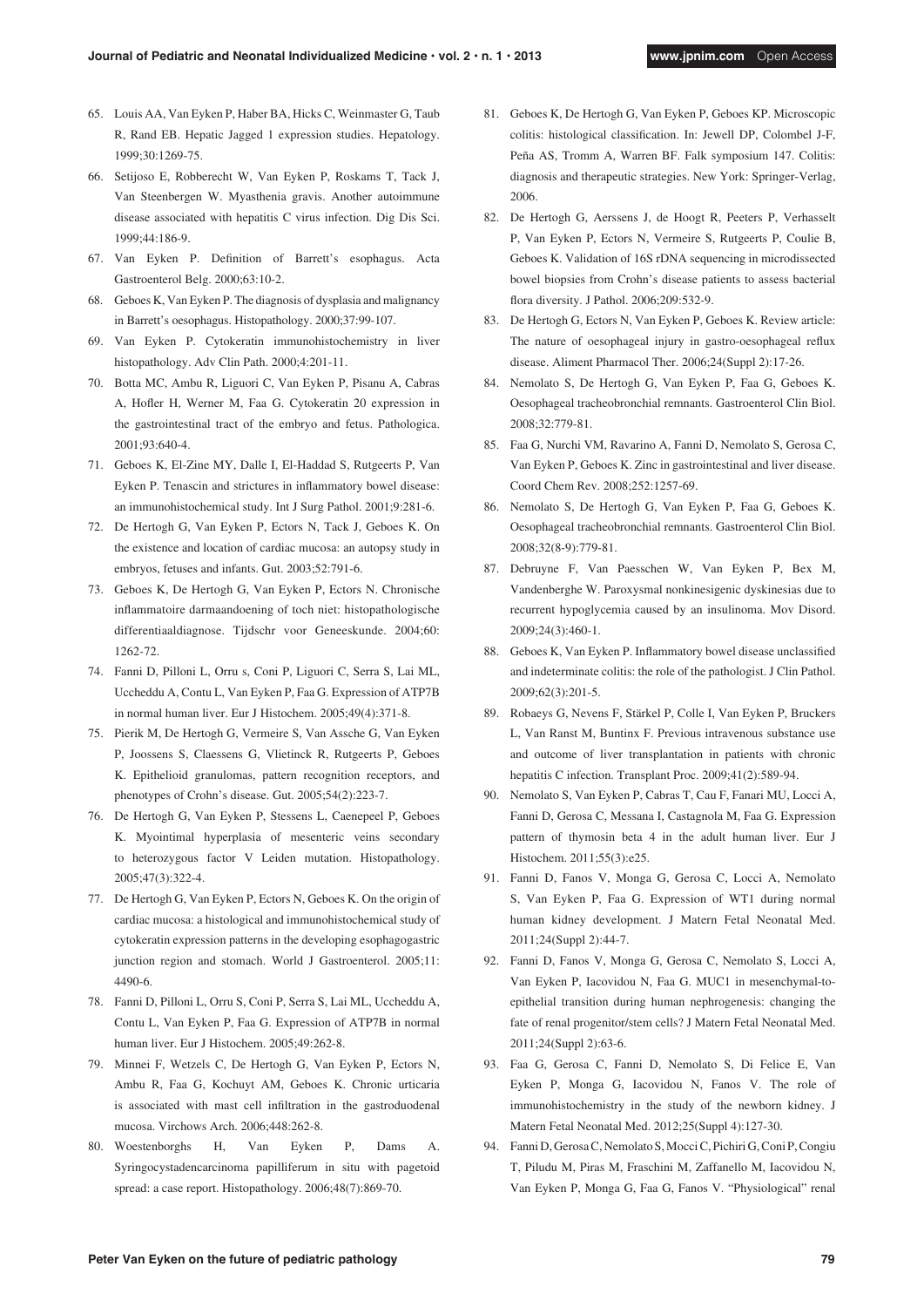65. Louis AA, Van Eyken P, Haber BA, Hicks C, Weinmaster G, Taub R, Rand EB. Hepatic Jagged 1 expression studies. Hepatology. 1999;30:1269-75.
66. Setijoso E, Robberecht W, Van Eyken P, Roskams T, Tack J, Van Steenbergen W. Myasthenia gravis. Another autoimmune disease associated with hepatitis C virus infection. Dig Dis Sci. 1999;44:186-9.
67. Van Eyken P. Definition of Barrett's esophagus. Acta Gastroenterol Belg. 2000;63:10-2.
68. Geboes K, Van Eyken P. The diagnosis of dysplasia and malignancy in Barrett's oesophagus. Histopathology. 2000;37:99-107.
69. Van Eyken P. Cytokeratin immunohistochemistry in liver histopathology. Adv Clin Path. 2000;4:201-11.
70. Botta MC, Ambu R, Liguori C, Van Eyken P, Pisanu A, Cabras A, Hofler H, Werner M, Faa G. Cytokeratin 20 expression in the gastrointestinal tract of the embryo and fetus. Pathologica. 2001;93:640-4.
71. Geboes K, El-Zine MY, Dalle I, El-Haddad S, Rutgeerts P, Van Eyken P. Tenascin and strictures in inflammatory bowel disease: an immunohistochemical study. Int J Surg Pathol. 2001;9:281-6.
72. De Hertogh G, Van Eyken P, Ectors N, Tack J, Geboes K. On the existence and location of cardiac mucosa: an autopsy study in embryos, fetuses and infants. Gut. 2003;52:791-6.
73. Geboes K, De Hertogh G, Van Eyken P, Ectors N. Chronische inflammatoire darmaandoening of toch niet: histopathologische differentiaaldiagnose. Tijdschr voor Geneeskunde. 2004;60: 1262-72.
74. Fanni D, Pilloni L, Orru s, Coni P, Liguori C, Serra S, Lai ML, Uccheddu A, Contu L, Van Eyken P, Faa G. Expression of ATP7B in normal human liver. Eur J Histochem. 2005;49(4):371-8.
75. Pierik M, De Hertogh G, Vermeire S, Van Assche G, Van Eyken P, Joossens S, Claessens G, Vlietinck R, Rutgeerts P, Geboes K. Epithelioid granulomas, pattern recognition receptors, and phenotypes of Crohn's disease. Gut. 2005;54(2):223-7.
76. De Hertogh G, Van Eyken P, Stessens L, Caenepeel P, Geboes K. Myointimal hyperplasia of mesenteric veins secondary to heterozygous factor V Leiden mutation. Histopathology. 2005;47(3):322-4.
77. De Hertogh G, Van Eyken P, Ectors N, Geboes K. On the origin of cardiac mucosa: a histological and immunohistochemical study of cytokeratin expression patterns in the developing esophagogastric junction region and stomach. World J Gastroenterol. 2005;11: 4490-6.
78. Fanni D, Pilloni L, Orru S, Coni P, Serra S, Lai ML, Uccheddu A, Contu L, Van Eyken P, Faa G. Expression of ATP7B in normal human liver. Eur J Histochem. 2005;49:262-8.
79. Minnei F, Wetzels C, De Hertogh G, Van Eyken P, Ectors N, Ambu R, Faa G, Kochuyt AM, Geboes K. Chronic urticaria is associated with mast cell infiltration in the gastroduodenal mucosa. Virchows Arch. 2006;448:262-8.
80. Woestenborghs H, Van Eyken P, Dams A. Syringocystadencarcinoma papilliferum in situ with pagetoid spread: a case report. Histopathology. 2006;48(7):869-70.
81. Geboes K, De Hertogh G, Van Eyken P, Geboes KP. Microscopic colitis: histological classification. In: Jewell DP, Colombel J-F, Peña AS, Tromm A, Warren BF. Falk symposium 147. Colitis: diagnosis and therapeutic strategies. New York: Springer-Verlag, 2006.
82. De Hertogh G, Aerssens J, de Hoogt R, Peeters P, Verhasselt P, Van Eyken P, Ectors N, Vermeire S, Rutgeerts P, Coulie B, Geboes K. Validation of 16S rDNA sequencing in microdissected bowel biopsies from Crohn's disease patients to assess bacterial flora diversity. J Pathol. 2006;209:532-9.
83. De Hertogh G, Ectors N, Van Eyken P, Geboes K. Review article: The nature of oesophageal injury in gastro-oesophageal reflux disease. Aliment Pharmacol Ther. 2006;24(Suppl 2):17-26.
84. Nemolato S, De Hertogh G, Van Eyken P, Faa G, Geboes K. Oesophageal tracheobronchial remnants. Gastroenterol Clin Biol. 2008;32:779-81.
85. Faa G, Nurchi VM, Ravarino A, Fanni D, Nemolato S, Gerosa C, Van Eyken P, Geboes K. Zinc in gastrointestinal and liver disease. Coord Chem Rev. 2008;252:1257-69.
86. Nemolato S, De Hertogh G, Van Eyken P, Faa G, Geboes K. Oesophageal tracheobronchial remnants. Gastroenterol Clin Biol. 2008;32(8-9):779-81.
87. Debruyne F, Van Paesschen W, Van Eyken P, Bex M, Vandenberghe W. Paroxysmal nonkinesigenic dyskinesias due to recurrent hypoglycemia caused by an insulinoma. Mov Disord. 2009;24(3):460-1.
88. Geboes K, Van Eyken P. Inflammatory bowel disease unclassified and indeterminate colitis: the role of the pathologist. J Clin Pathol. 2009;62(3):201-5.
89. Robaeys G, Nevens F, Stärkel P, Colle I, Van Eyken P, Bruckers L, Van Ranst M, Buntinx F. Previous intravenous substance use and outcome of liver transplantation in patients with chronic hepatitis C infection. Transplant Proc. 2009;41(2):589-94.
90. Nemolato S, Van Eyken P, Cabras T, Cau F, Fanari MU, Locci A, Fanni D, Gerosa C, Messana I, Castagnola M, Faa G. Expression pattern of thymosin beta 4 in the adult human liver. Eur J Histochem. 2011;55(3):e25.
91. Fanni D, Fanos V, Monga G, Gerosa C, Locci A, Nemolato S, Van Eyken P, Faa G. Expression of WT1 during normal human kidney development. J Matern Fetal Neonatal Med. 2011;24(Suppl 2):44-7.
92. Fanni D, Fanos V, Monga G, Gerosa C, Nemolato S, Locci A, Van Eyken P, Iacovidou N, Faa G. MUC1 in mesenchymal-to-epithelial transition during human nephrogenesis: changing the fate of renal progenitor/stem cells? J Matern Fetal Neonatal Med. 2011;24(Suppl 2):63-6.
93. Faa G, Gerosa C, Fanni D, Nemolato S, Di Felice E, Van Eyken P, Monga G, Iacovidou N, Fanos V. The role of immunohistochemistry in the study of the newborn kidney. J Matern Fetal Neonatal Med. 2012;25(Suppl 4):127-30.
94. Fanni D, Gerosa C, Nemolato S, Mocci C, Pichiri G, Coni P, Congiu T, Piludu M, Piras M, Fraschini M, Zaffanello M, Iacovidou N, Van Eyken P, Monga G, Faa G, Fanos V. "Physiological" renal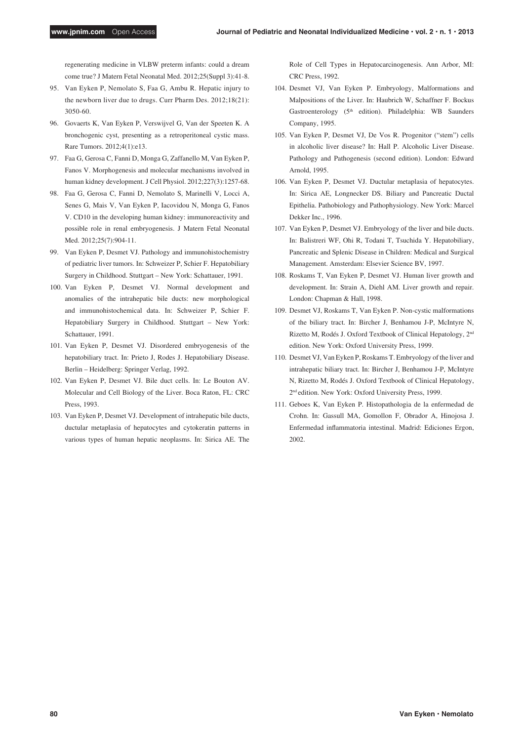regenerating medicine in VLBW preterm infants: could a dream come true? J Matern Fetal Neonatal Med. 2012;25(Suppl 3):41-8.

95. Van Eyken P, Nemolato S, Faa G, Ambu R. Hepatic injury to the newborn liver due to drugs. Curr Pharm Des. 2012;18(21): 3050-60.
96. Govaerts K, Van Eyken P, Verswijvel G, Van der Speeten K. A bronchogenic cyst, presenting as a retroperitoneal cystic mass. Rare Tumors. 2012;4(1):e13.
97. Faa G, Gerosa C, Fanni D, Monga G, Zaffanello M, Van Eyken P, Fanos V. Morphogenesis and molecular mechanisms involved in human kidney development. J Cell Physiol. 2012;227(3):1257-68.
98. Faa G, Gerosa C, Fanni D, Nemolato S, Marinelli V, Locci A, Senes G, Mais V, Van Eyken P, Iacovidou N, Monga G, Fanos V. CD10 in the developing human kidney: immunoreactivity and possible role in renal embryogenesis. J Matern Fetal Neonatal Med. 2012;25(7):904-11.
99. Van Eyken P, Desmet VJ. Pathology and immunohistochemistry of pediatric liver tumors. In: Schweizer P, Schier F. Hepatobiliary Surgery in Childhood. Stuttgart – New York: Schattauer, 1991.
100. Van Eyken P, Desmet VJ. Normal development and anomalies of the intrahepatic bile ducts: new morphological and immunohistochemical data. In: Schweizer P, Schier F. Hepatobiliary Surgery in Childhood. Stuttgart – New York: Schattauer, 1991.
101. Van Eyken P, Desmet VJ. Disordered embryogenesis of the hepatobiliary tract. In: Prieto J, Rodes J. Hepatobiliary Disease. Berlin – Heidelberg: Springer Verlag, 1992.
102. Van Eyken P, Desmet VJ. Bile duct cells. In: Le Bouton AV. Molecular and Cell Biology of the Liver. Boca Raton, FL: CRC Press, 1993.
103. Van Eyken P, Desmet VJ. Development of intrahepatic bile ducts, ductular metaplasia of hepatocytes and cytokeratin patterns in various types of human hepatic neoplasms. In: Sirica AE. The Role of Cell Types in Hepatocarcinogenesis. Ann Arbor, MI: CRC Press, 1992.
104. Desmet VJ, Van Eyken P. Embryology, Malformations and Malpositions of the Liver. In: Haubrich W, Schaffner F. Bockus Gastroenterology (5th edition). Philadelphia: WB Saunders Company, 1995.
105. Van Eyken P, Desmet VJ, De Vos R. Progenitor ("stem") cells in alcoholic liver disease? In: Hall P. Alcoholic Liver Disease. Pathology and Pathogenesis (second edition). London: Edward Arnold, 1995.
106. Van Eyken P, Desmet VJ. Ductular metaplasia of hepatocytes. In: Sirica AE, Longnecker DS. Biliary and Pancreatic Ductal Epithelia. Pathobiology and Pathophysiology. New York: Marcel Dekker Inc., 1996.
107. Van Eyken P, Desmet VJ. Embryology of the liver and bile ducts. In: Balistreri WF, Ohi R, Todani T, Tsuchida Y. Hepatobiliary, Pancreatic and Splenic Disease in Children: Medical and Surgical Management. Amsterdam: Elsevier Science BV, 1997.
108. Roskams T, Van Eyken P, Desmet VJ. Human liver growth and development. In: Strain A, Diehl AM. Liver growth and repair. London: Chapman & Hall, 1998.
109. Desmet VJ, Roskams T, Van Eyken P. Non-cystic malformations of the biliary tract. In: Bircher J, Benhamou J-P, McIntyre N, Rizetto M, Rodés J. Oxford Textbook of Clinical Hepatology, 2nd edition. New York: Oxford University Press, 1999.
110. Desmet VJ, Van Eyken P, Roskams T. Embryology of the liver and intrahepatic biliary tract. In: Bircher J, Benhamou J-P, McIntyre N, Rizetto M, Rodés J. Oxford Textbook of Clinical Hepatology, 2nd edition. New York: Oxford University Press, 1999.
111. Geboes K, Van Eyken P. Histopathologia de la enfermedad de Crohn. In: Gassull MA, Gomollon F, Obrador A, Hinojosa J. Enfermedad inflammatoria intestinal. Madrid: Ediciones Ergon, 2002.